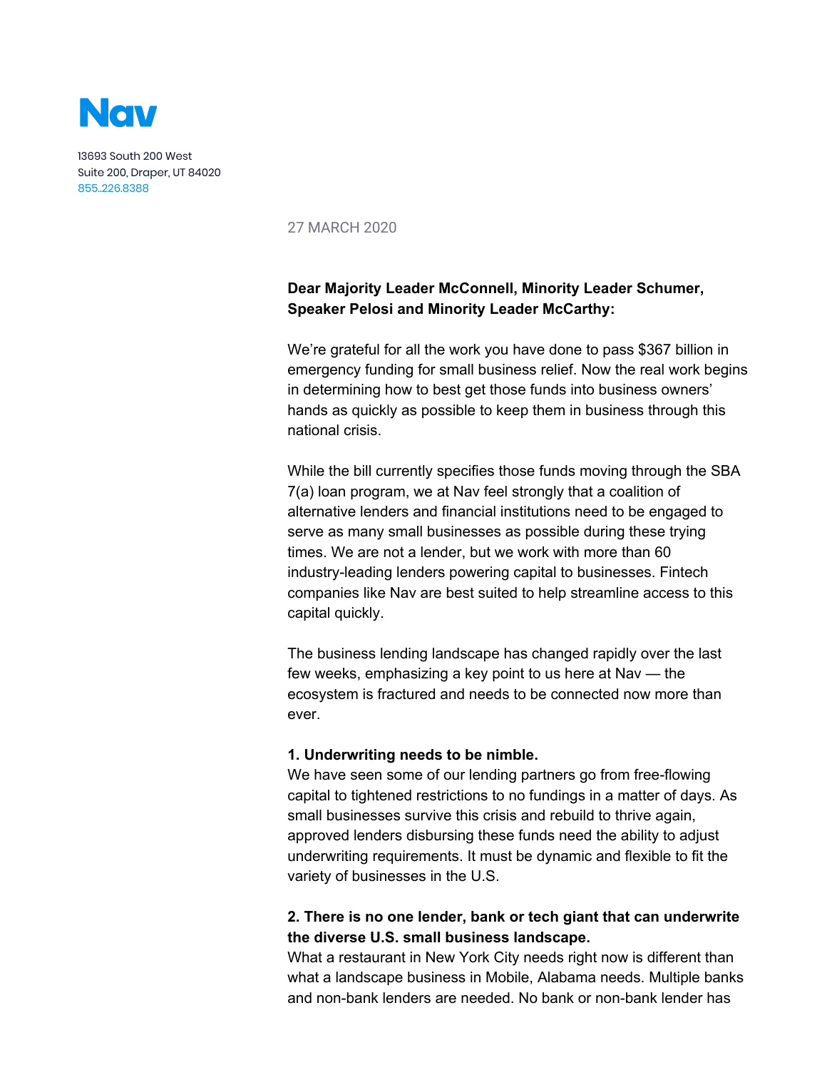# Nav

13693 South 200 West
Suite 200, Draper, UT 84020
855.226.8388

27 MARCH 2020

**Dear Majority Leader McConnell, Minority Leader Schumer, Speaker Pelosi and Minority Leader McCarthy:**

We're grateful for all the work you have done to pass $367 billion in emergency funding for small business relief. Now the real work begins in determining how to best get those funds into business owners' hands as quickly as possible to keep them in business through this national crisis.

While the bill currently specifies those funds moving through the SBA 7(a) loan program, we at Nav feel strongly that a coalition of alternative lenders and financial institutions need to be engaged to serve as many small businesses as possible during these trying times. We are not a lender, but we work with more than 60 industry-leading lenders powering capital to businesses. Fintech companies like Nav are best suited to help streamline access to this capital quickly.

The business lending landscape has changed rapidly over the last few weeks, emphasizing a key point to us here at Nav — the ecosystem is fractured and needs to be connected now more than ever.

**1. Underwriting needs to be nimble.**
We have seen some of our lending partners go from free-flowing capital to tightened restrictions to no fundings in a matter of days. As small businesses survive this crisis and rebuild to thrive again, approved lenders disbursing these funds need the ability to adjust underwriting requirements. It must be dynamic and flexible to fit the variety of businesses in the U.S.

**2. There is no one lender, bank or tech giant that can underwrite the diverse U.S. small business landscape.**
What a restaurant in New York City needs right now is different than what a landscape business in Mobile, Alabama needs. Multiple banks and non-bank lenders are needed. No bank or non-bank lender has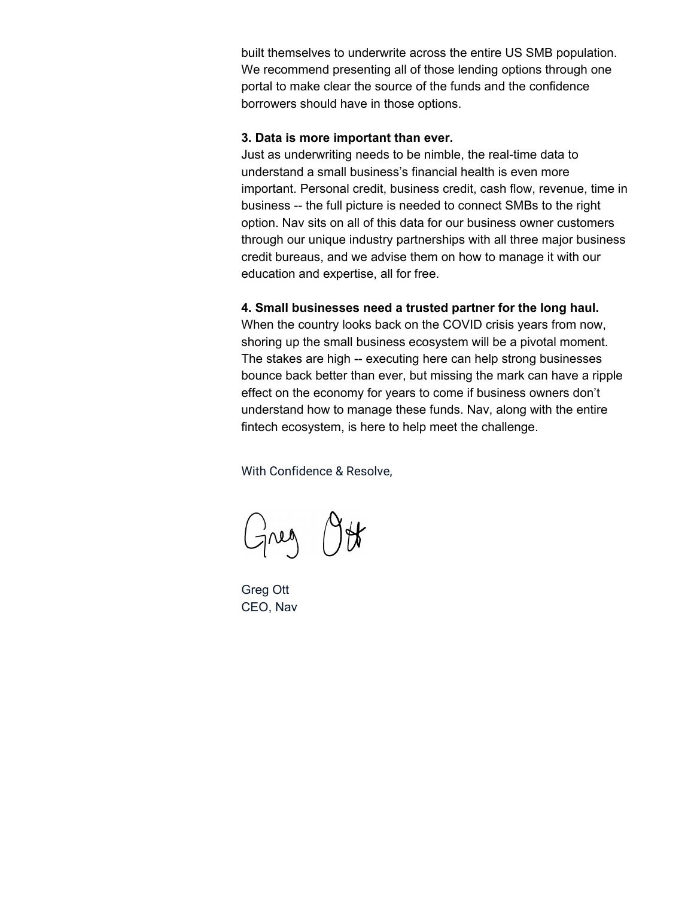built themselves to underwrite across the entire US SMB population. We recommend presenting all of those lending options through one portal to make clear the source of the funds and the confidence borrowers should have in those options.

**3. Data is more important than ever.**

Just as underwriting needs to be nimble, the real-time data to understand a small business's financial health is even more important. Personal credit, business credit, cash flow, revenue, time in business -- the full picture is needed to connect SMBs to the right option. Nav sits on all of this data for our business owner customers through our unique industry partnerships with all three major business credit bureaus, and we advise them on how to manage it with our education and expertise, all for free.

**4. Small businesses need a trusted partner for the long haul.**

When the country looks back on the COVID crisis years from now, shoring up the small business ecosystem will be a pivotal moment. The stakes are high -- executing here can help strong businesses bounce back better than ever, but missing the mark can have a ripple effect on the economy for years to come if business owners don't understand how to manage these funds. Nav, along with the entire fintech ecosystem, is here to help meet the challenge.

With Confidence & Resolve,

Greg Ott

Greg Ott
CEO, Nav